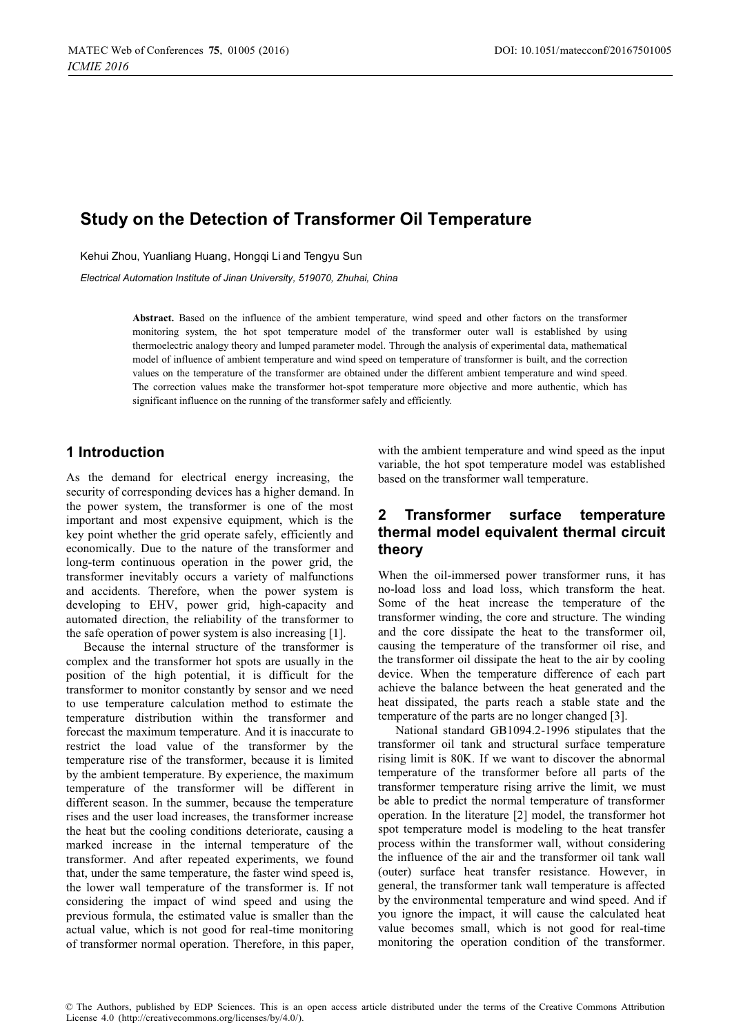# Study on the Detection of Transformer Oil Temperature

Kehui Zhou, Yuanliang Huang, Hongqi Li and Tengyu Sun

*Electrical Automation Institute of Jinan University, 519070, Zhuhai, China*

**Abstract.** Based on the influence of the ambient temperature, wind speed and other factors on the transformer monitoring system, the hot spot temperature model of the transformer outer wall is established by using thermoelectric analogy theory and lumped parameter model. Through the analysis of experimental data, mathematical model of influence of ambient temperature and wind speed on temperature of transformer is built, and the correction values on the temperature of the transformer are obtained under the different ambient temperature and wind speed. The correction values make the transformer hot-spot temperature more objective and more authentic, which has significant influence on the running of the transformer safely and efficiently.

## 1 Introduction

As the demand for electrical energy increasing, the security of corresponding devices has a higher demand. In the power system, the transformer is one of the most important and most expensive equipment, which is the key point whether the grid operate safely, efficiently and economically. Due to the nature of the transformer and long-term continuous operation in the power grid, the transformer inevitably occurs a variety of malfunctions and accidents. Therefore, when the power system is developing to EHV, power grid, high-capacity and automated direction, the reliability of the transformer to the safe operation of power system is also increasing [1].

Because the internal structure of the transformer is complex and the transformer hot spots are usually in the position of the high potential, it is difficult for the transformer to monitor constantly by sensor and we need to use temperature calculation method to estimate the temperature distribution within the transformer and forecast the maximum temperature. And it is inaccurate to restrict the load value of the transformer by the temperature rise of the transformer, because it is limited by the ambient temperature. By experience, the maximum temperature of the transformer will be different in different season. In the summer, because the temperature rises and the user load increases, the transformer increase the heat but the cooling conditions deteriorate, causing a marked increase in the internal temperature of the transformer. And after repeated experiments, we found that, under the same temperature, the faster wind speed is, the lower wall temperature of the transformer is. If not considering the impact of wind speed and using the previous formula, the estimated value is smaller than the actual value, which is not good for real-time monitoring of transformer normal operation. Therefore, in this paper, with the ambient temperature and wind speed as the input variable, the hot spot temperature model was established based on the transformer wall temperature.

## 2 Transformer surface temperature thermal model equivalent thermal circuit theory

When the oil-immersed power transformer runs, it has no-load loss and load loss, which transform the heat. Some of the heat increase the temperature of the transformer winding, the core and structure. The winding and the core dissipate the heat to the transformer oil, causing the temperature of the transformer oil rise, and the transformer oil dissipate the heat to the air by cooling device. When the temperature difference of each part achieve the balance between the heat generated and the heat dissipated, the parts reach a stable state and the temperature of the parts are no longer changed [3].

National standard GB1094.2-1996 stipulates that the transformer oil tank and structural surface temperature rising limit is 80K. If we want to discover the abnormal temperature of the transformer before all parts of the transformer temperature rising arrive the limit, we must be able to predict the normal temperature of transformer operation. In the literature [2] model, the transformer hot spot temperature model is modeling to the heat transfer process within the transformer wall, without considering the influence of the air and the transformer oil tank wall (outer) surface heat transfer resistance. However, in general, the transformer tank wall temperature is affected by the environmental temperature and wind speed. And if you ignore the impact, it will cause the calculated heat value becomes small, which is not good for real-time monitoring the operation condition of the transformer.

© The Authors, published by EDP Sciences. This is an open access article distributed under the terms of the Creative Commons Attribution License 4.0 (http://creativecommons.org/licenses/by/4.0/).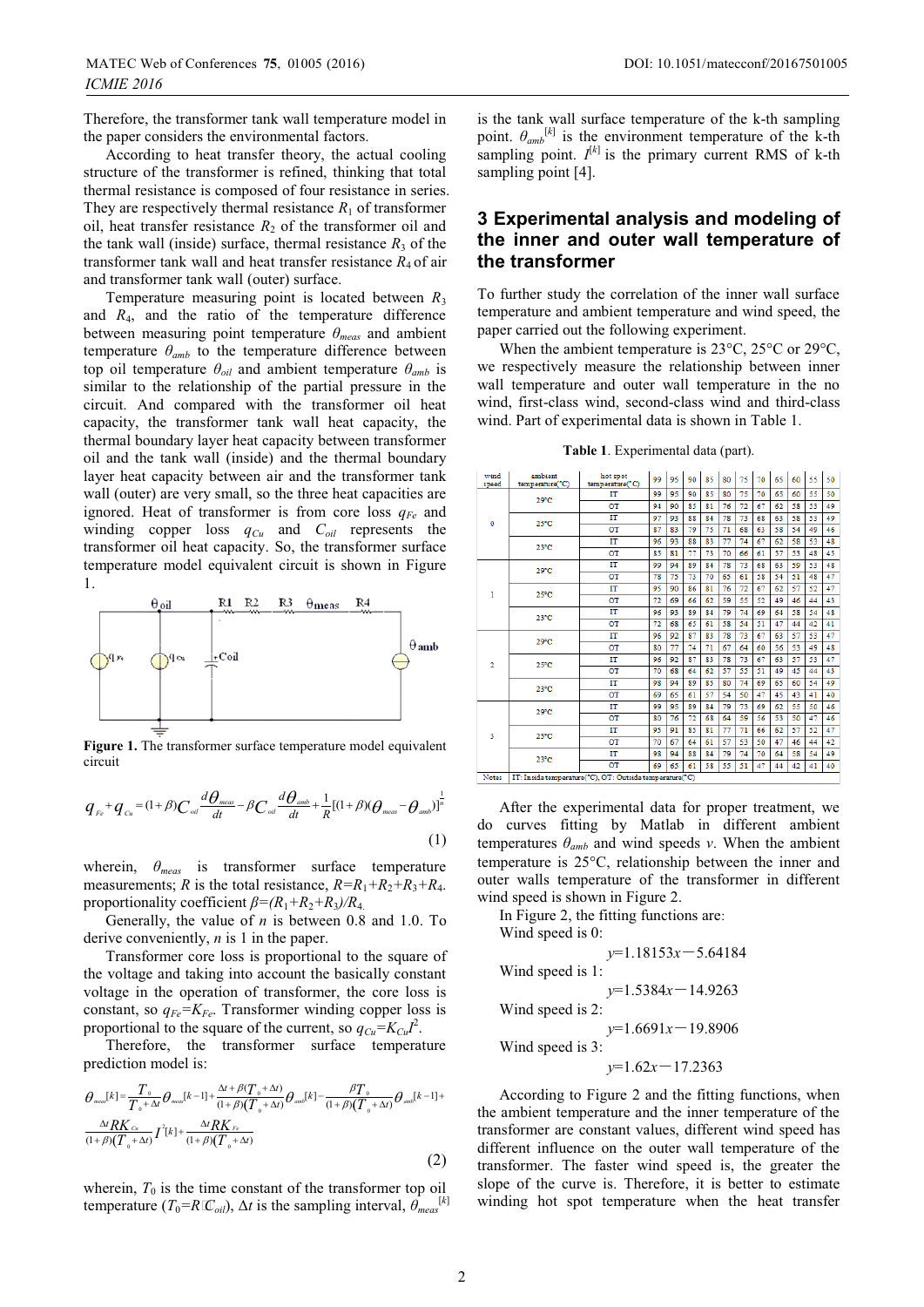Therefore, the transformer tank wall temperature model in the paper considers the environmental factors.

According to heat transfer theory, the actual cooling structure of the transformer is refined, thinking that total thermal resistance is composed of four resistance in series. They are respectively thermal resistance $R_1$ of transformer oil, heat transfer resistance $R_2$ of the transformer oil and the tank wall (inside) surface, thermal resistance $R_3$ of the transformer tank wall and heat transfer resistance $R_4$ of air and transformer tank wall (outer) surface.

Temperature measuring point is located between $R_3$ and $R_4$, and the ratio of the temperature difference between measuring point temperature $\theta_{meas}$ and ambient temperature $\theta_{amb}$ to the temperature difference between top oil temperature $\theta_{oil}$ and ambient temperature $\theta_{amb}$ is similar to the relationship of the partial pressure in the circuit. And compared with the transformer oil heat capacity, the transformer tank wall heat capacity, the thermal boundary layer heat capacity between transformer oil and the tank wall (inside) and the thermal boundary layer heat capacity between air and the transformer tank wall (outer) are very small, so the three heat capacities are ignored. Heat of transformer is from core loss $q_{Fe}$ and winding copper loss $q_{Cu}$ and $C_{oil}$ represents the transformer oil heat capacity. So, the transformer surface temperature model equivalent circuit is shown in Figure 1.

**Figure 1.** The transformer surface temperature model equivalent circuit

$$q_{Fe}+q_{Cu}=(1+\beta)C_{oil}\frac{d\theta_{meas}}{dt}-\beta C_{oil}\frac{d\theta_{amb}}{dt}+\frac{1}{R}[(1+\beta)(\theta_{meas}-\theta_{amb})]^{\frac{1}{n}} \tag{1}$$

wherein, $\theta_{meas}$ is transformer surface temperature measurements; $R$ is the total resistance, $R=R_1+R_2+R_3+R_4$. proportionality coefficient $\beta=(R_1+R_2+R_3)/R_4$.

Generally, the value of $n$ is between 0.8 and 1.0. To derive conveniently, $n$ is 1 in the paper.

Transformer core loss is proportional to the square of the voltage and taking into account the basically constant voltage in the operation of transformer, the core loss is constant, so $q_{Fe}=K_{Fe}$. Transformer winding copper loss is proportional to the square of the current, so $q_{Cu}=K_{Cu}I^2$.

Therefore, the transformer surface temperature prediction model is:

$$\theta_{meas}[k]=\frac{T_0}{T_0+\Delta t}\theta_{meas}[k-1]+\frac{\Delta t+\beta(T_0+\Delta t)}{(1+\beta)(T_0+\Delta t)}\theta_{amb}[k]-\frac{\beta T_0}{(1+\beta)(T_0+\Delta t)}\theta_{amb}[k-1]+\frac{\Delta t R K_{Cu}}{(1+\beta)(T_0+\Delta t)}I^2[k]+\frac{\Delta t R K_{Fe}}{(1+\beta)(T_0+\Delta t)} \tag{2}$$

wherein, $T_0$ is the time constant of the transformer top oil temperature ($T_0=R C_{oil}$), $\Delta t$ is the sampling interval, $\theta_{meas}^{[k]}$ is the tank wall surface temperature of the k-th sampling point. $\theta_{amb}^{[k]}$ is the environment temperature of the k-th sampling point. $I^{[k]}$ is the primary current RMS of k-th sampling point [4].

## 3 Experimental analysis and modeling of the inner and outer wall temperature of the transformer

To further study the correlation of the inner wall surface temperature and ambient temperature and wind speed, the paper carried out the following experiment.

When the ambient temperature is 23°C, 25°C or 29°C, we respectively measure the relationship between inner wall temperature and outer wall temperature in the no wind, first-class wind, second-class wind and third-class wind. Part of experimental data is shown in Table 1.

**Table 1**. Experimental data (part).

| wind speed | ambient temperature(°C) | hot spot temperature(°C) | | | | | | | | | | | |
|---|---|---|---|---|---|---|---|---|---|---|---|---|---|
| | | | 99 | 95 | 90 | 85 | 80 | 75 | 70 | 65 | 60 | 55 | 50 |
| 0 | 29°C | IT | 99 | 95 | 90 | 85 | 80 | 75 | 70 | 65 | 60 | 55 | 50 |
| | | OT | 94 | 90 | 85 | 81 | 76 | 72 | 67 | 62 | 58 | 53 | 49 |
| | 25°C | IT | 97 | 93 | 88 | 84 | 78 | 73 | 68 | 63 | 58 | 53 | 49 |
| | | OT | 87 | 83 | 79 | 75 | 71 | 68 | 63 | 58 | 54 | 49 | 46 |
| | 23°C | IT | 96 | 93 | 88 | 83 | 77 | 74 | 67 | 62 | 58 | 53 | 48 |
| | | OT | 85 | 81 | 77 | 73 | 70 | 66 | 61 | 57 | 53 | 48 | 45 |
| 1 | 29°C | IT | 99 | 94 | 89 | 84 | 78 | 73 | 68 | 63 | 59 | 53 | 48 |
| | | OT | 78 | 75 | 73 | 70 | 65 | 61 | 58 | 54 | 51 | 48 | 47 |
| | 25°C | IT | 95 | 90 | 86 | 81 | 76 | 72 | 67 | 62 | 57 | 52 | 47 |
| | | OT | 72 | 69 | 66 | 62 | 59 | 55 | 52 | 49 | 46 | 44 | 43 |
| | 23°C | IT | 96 | 93 | 89 | 84 | 79 | 74 | 69 | 64 | 58 | 54 | 48 |
| | | OT | 72 | 68 | 65 | 61 | 58 | 54 | 51 | 47 | 44 | 42 | 41 |
| 2 | 29°C | IT | 96 | 92 | 87 | 83 | 78 | 73 | 67 | 63 | 57 | 53 | 47 |
| | | OT | 80 | 77 | 74 | 71 | 67 | 64 | 60 | 56 | 53 | 49 | 48 |
| | 25°C | IT | 96 | 92 | 87 | 83 | 78 | 73 | 67 | 63 | 57 | 53 | 47 |
| | | OT | 70 | 68 | 64 | 62 | 57 | 55 | 51 | 49 | 45 | 44 | 43 |
| | 23°C | IT | 98 | 94 | 89 | 85 | 80 | 74 | 69 | 65 | 60 | 54 | 49 |
| | | OT | 69 | 65 | 61 | 57 | 54 | 50 | 47 | 45 | 43 | 41 | 40 |
| 3 | 29°C | IT | 99 | 95 | 89 | 84 | 79 | 73 | 69 | 62 | 55 | 50 | 46 |
| | | OT | 80 | 76 | 72 | 68 | 64 | 59 | 56 | 53 | 50 | 47 | 46 |
| | 25°C | IT | 95 | 91 | 85 | 81 | 77 | 71 | 66 | 62 | 57 | 52 | 47 |
| | | OT | 70 | 67 | 64 | 61 | 57 | 53 | 50 | 47 | 46 | 44 | 42 |
| | 23°C | IT | 98 | 94 | 88 | 84 | 79 | 74 | 70 | 64 | 58 | 54 | 49 |
| | | OT | 69 | 65 | 61 | 58 | 55 | 51 | 47 | 44 | 42 | 41 | 40 |
| Notes | IT: Inside temperature(°C), OT: Outside temperature(°C) | | | | | | | | | | | | |

After the experimental data for proper treatment, we do curves fitting by Matlab in different ambient temperatures $\theta_{amb}$ and wind speeds $v$. When the ambient temperature is 25°C, relationship between the inner and outer walls temperature of the transformer in different wind speed is shown in Figure 2.

In Figure 2, the fitting functions are:

Wind speed is 0:

$$y=1.18153x-5.64184$$

Wind speed is 1:

$$y=1.5384x-14.9263$$

Wind speed is 2:

$$y=1.6691x-19.8906$$

Wind speed is 3:

$$y=1.62x-17.2363$$

According to Figure 2 and the fitting functions, when the ambient temperature and the inner temperature of the transformer are constant values, different wind speed has different influence on the outer wall temperature of the transformer. The faster wind speed is, the greater the slope of the curve is. Therefore, it is better to estimate winding hot spot temperature when the heat transfer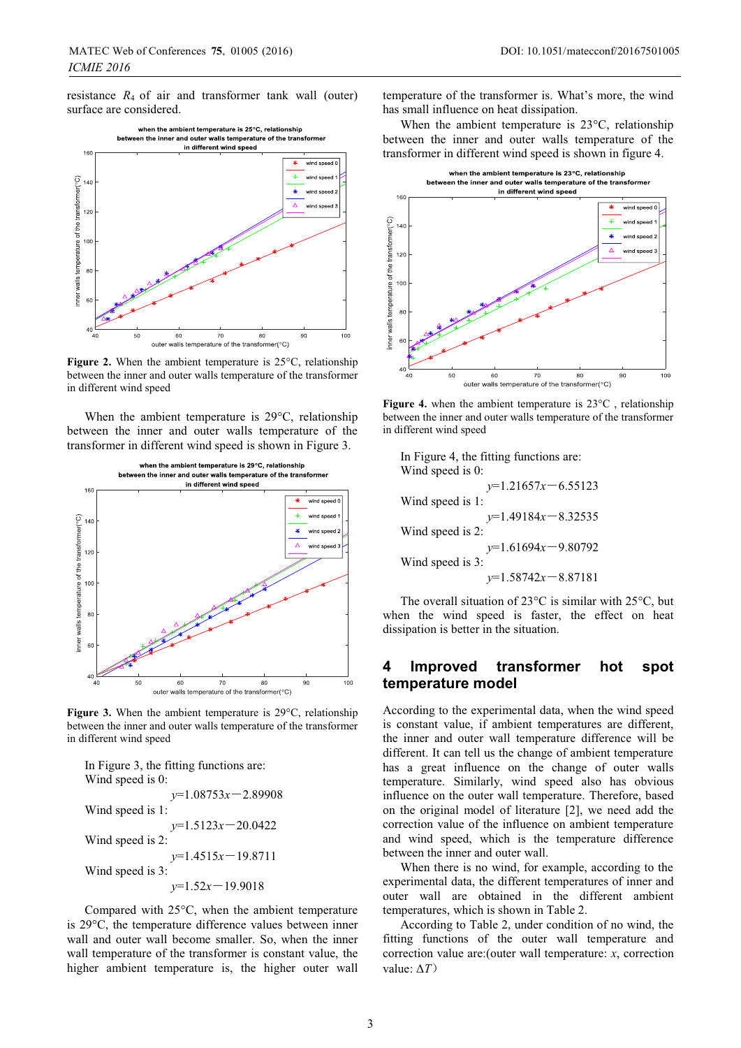resistance $R_4$ of air and transformer tank wall (outer) surface are considered.

**Figure 2.** When the ambient temperature is 25°C, relationship between the inner and outer walls temperature of the transformer in different wind speed

When the ambient temperature is 29°C, relationship between the inner and outer walls temperature of the transformer in different wind speed is shown in Figure 3.

**Figure 3.** When the ambient temperature is 29°C, relationship between the inner and outer walls temperature of the transformer in different wind speed

In Figure 3, the fitting functions are:
Wind speed is 0:

$$y=1.08753x-2.89908$$

Wind speed is 1:

$$y=1.5123x-20.0422$$

Wind speed is 2:

$$y=1.4515x-19.8711$$

Wind speed is 3:

$$y=1.52x-19.9018$$

Compared with 25°C, when the ambient temperature is 29°C, the temperature difference values between inner wall and outer wall become smaller. So, when the inner wall temperature of the transformer is constant value, the higher ambient temperature is, the higher outer wall temperature of the transformer is. What's more, the wind has small influence on heat dissipation.

When the ambient temperature is 23°C, relationship between the inner and outer walls temperature of the transformer in different wind speed is shown in figure 4.

**Figure 4.** when the ambient temperature is 23°C , relationship between the inner and outer walls temperature of the transformer in different wind speed

In Figure 4, the fitting functions are:
Wind speed is 0:

$$y=1.21657x-6.55123$$

Wind speed is 1:

$$y=1.49184x-8.32535$$

Wind speed is 2:

$$y=1.61694x-9.80792$$

Wind speed is 3:

$$y=1.58742x-8.87181$$

The overall situation of 23°C is similar with 25°C, but when the wind speed is faster, the effect on heat dissipation is better in the situation.

## 4 Improved transformer hot spot temperature model

According to the experimental data, when the wind speed is constant value, if ambient temperatures are different, the inner and outer wall temperature difference will be different. It can tell us the change of ambient temperature has a great influence on the change of outer walls temperature. Similarly, wind speed also has obvious influence on the outer wall temperature. Therefore, based on the original model of literature [2], we need add the correction value of the influence on ambient temperature and wind speed, which is the temperature difference between the inner and outer wall.

When there is no wind, for example, according to the experimental data, the different temperatures of inner and outer wall are obtained in the different ambient temperatures, which is shown in Table 2.

According to Table 2, under condition of no wind, the fitting functions of the outer wall temperature and correction value are:(outer wall temperature: $x$, correction value: $\Delta T$)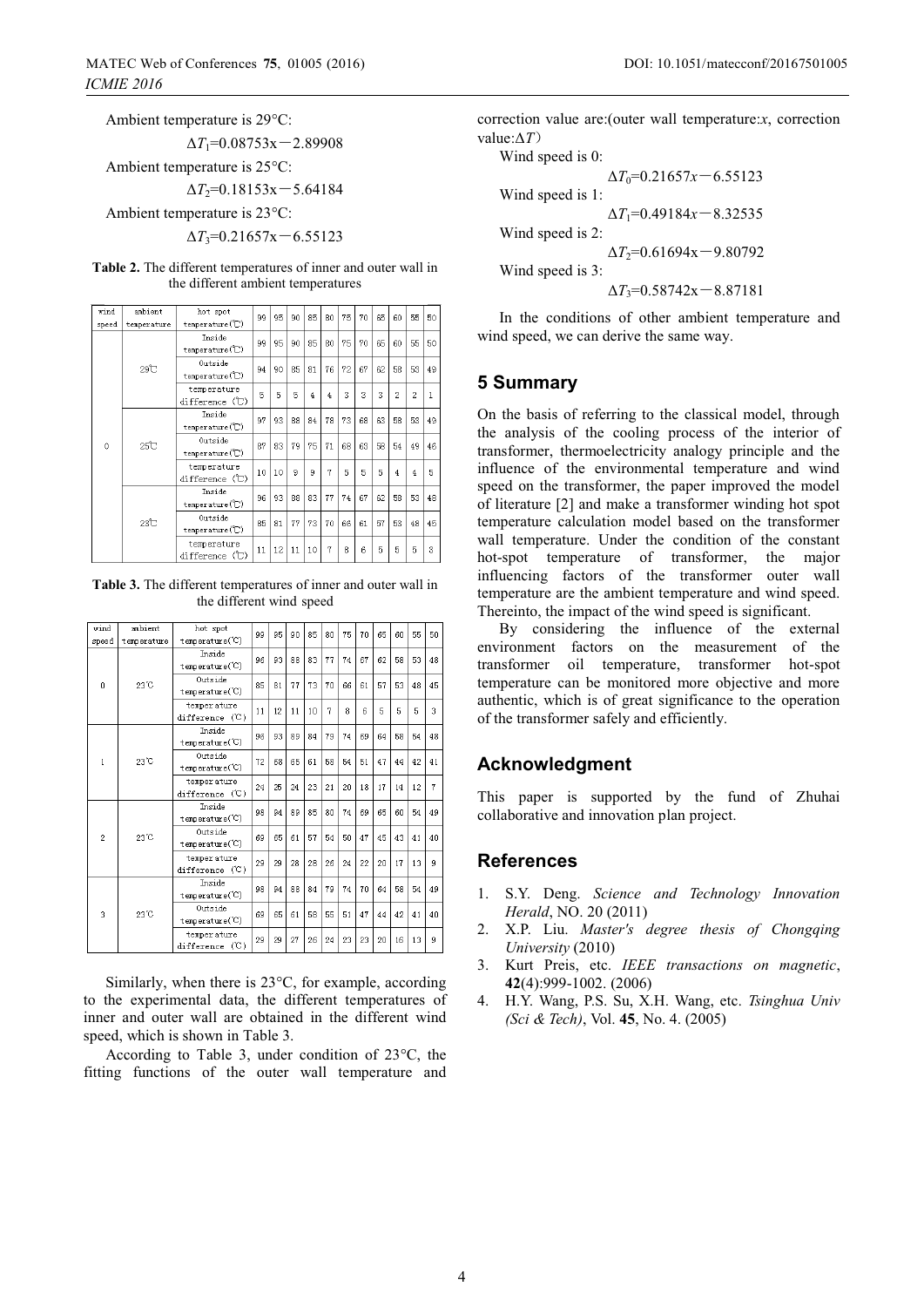Ambient temperature is 29°C:

$$\Delta T_1=0.08753x-2.89908$$

Ambient temperature is 25°C:

$$\Delta T_2=0.18153x-5.64184$$

Ambient temperature is 23°C:

$$\Delta T_3=0.21657x-6.55123$$

**Table 2.** The different temperatures of inner and outer wall in the different ambient temperatures

| wind speed | ambient temperature | hot spot temperature(℃) | 99 | 95 | 90 | 85 | 80 | 75 | 70 | 65 | 60 | 55 | 50 |
|---|---|---|---|---|---|---|---|---|---|---|---|---|---|
| 0 | 29℃ | Inside temperature(℃) | 99 | 95 | 90 | 85 | 80 | 75 | 70 | 65 | 60 | 55 | 50 |
| | | Outside temperature(℃) | 94 | 90 | 85 | 81 | 76 | 72 | 67 | 62 | 58 | 53 | 49 |
| | | temperature difference (℃) | 5 | 5 | 5 | 4 | 4 | 3 | 3 | 3 | 2 | 2 | 1 |
| | 25℃ | Inside temperature(℃) | 97 | 93 | 88 | 84 | 78 | 73 | 68 | 63 | 58 | 53 | 49 |
| | | Outside temperature(℃) | 87 | 83 | 79 | 75 | 71 | 68 | 63 | 58 | 54 | 49 | 46 |
| | | temperature difference (℃) | 10 | 10 | 9 | 9 | 7 | 5 | 5 | 5 | 4 | 4 | 5 |
| | 23℃ | Inside temperature(℃) | 96 | 93 | 88 | 83 | 77 | 74 | 67 | 62 | 58 | 53 | 48 |
| | | Outside temperature(℃) | 85 | 81 | 77 | 73 | 70 | 66 | 61 | 57 | 53 | 48 | 45 |
| | | temperature difference (℃) | 11 | 12 | 11 | 10 | 7 | 8 | 6 | 5 | 5 | 5 | 3 |

**Table 3.** The different temperatures of inner and outer wall in the different wind speed

| wind speed | ambient temperature | hot spot temperature(℃) | 99 | 95 | 90 | 85 | 80 | 75 | 70 | 65 | 60 | 55 | 50 |
|---|---|---|---|---|---|---|---|---|---|---|---|---|---|
| 0 | 23℃ | Inside temperature(℃) | 96 | 93 | 88 | 83 | 77 | 74 | 67 | 62 | 58 | 53 | 48 |
| | | Outside temperature(℃) | 85 | 81 | 77 | 73 | 70 | 66 | 61 | 57 | 53 | 48 | 45 |
| | | temperature difference (℃) | 11 | 12 | 11 | 10 | 7 | 8 | 6 | 5 | 5 | 5 | 3 |
| 1 | 23℃ | Inside temperature(℃) | 96 | 93 | 89 | 84 | 79 | 74 | 69 | 64 | 58 | 54 | 48 |
| | | Outside temperature(℃) | 72 | 68 | 65 | 61 | 58 | 54 | 51 | 47 | 44 | 42 | 41 |
| | | temperature difference (℃) | 24 | 25 | 24 | 23 | 21 | 20 | 18 | 17 | 14 | 12 | 7 |
| 2 | 23℃ | Inside temperature(℃) | 98 | 94 | 89 | 85 | 80 | 74 | 69 | 65 | 60 | 54 | 49 |
| | | Outside temperature(℃) | 69 | 65 | 61 | 57 | 54 | 50 | 47 | 45 | 43 | 41 | 40 |
| | | temperature difference (℃) | 29 | 29 | 28 | 28 | 26 | 24 | 22 | 20 | 17 | 13 | 9 |
| 3 | 23℃ | Inside temperature(℃) | 98 | 94 | 88 | 84 | 79 | 74 | 70 | 64 | 58 | 54 | 49 |
| | | Outside temperature(℃) | 69 | 65 | 61 | 58 | 55 | 51 | 47 | 44 | 42 | 41 | 40 |
| | | temperature difference (℃) | 29 | 29 | 27 | 26 | 24 | 23 | 23 | 20 | 16 | 13 | 9 |

Similarly, when there is 23°C, for example, according to the experimental data, the different temperatures of inner and outer wall are obtained in the different wind speed, which is shown in Table 3.

According to Table 3, under condition of 23°C, the fitting functions of the outer wall temperature and correction value are:(outer wall temperature:$x$, correction value:$\Delta T$)

Wind speed is 0:

$$\Delta T_0=0.21657x-6.55123$$

Wind speed is 1:

$$\Delta T_1=0.49184x-8.32535$$

Wind speed is 2:

$$\Delta T_2=0.61694x-9.80792$$

Wind speed is 3:

$$\Delta T_3=0.58742x-8.87181$$

In the conditions of other ambient temperature and wind speed, we can derive the same way.

## 5 Summary

On the basis of referring to the classical model, through the analysis of the cooling process of the interior of transformer, thermoelectricity analogy principle and the influence of the environmental temperature and wind speed on the transformer, the paper improved the model of literature [2] and make a transformer winding hot spot temperature calculation model based on the transformer wall temperature. Under the condition of the constant hot-spot temperature of transformer, the major influencing factors of the transformer outer wall temperature are the ambient temperature and wind speed. Thereinto, the impact of the wind speed is significant.

By considering the influence of the external environment factors on the measurement of the transformer oil temperature, transformer hot-spot temperature can be monitored more objective and more authentic, which is of great significance to the operation of the transformer safely and efficiently.

## Acknowledgment

This paper is supported by the fund of Zhuhai collaborative and innovation plan project.

## References

1. S.Y. Deng. *Science and Technology Innovation Herald*, NO. 20 (2011)
2. X.P. Liu. *Master's degree thesis of Chongqing University* (2010)
3. Kurt Preis, etc. *IEEE transactions on magnetic*, **42**(4):999-1002. (2006)
4. H.Y. Wang, P.S. Su, X.H. Wang, etc. *Tsinghua Univ (Sci & Tech)*, Vol. **45**, No. 4. (2005)